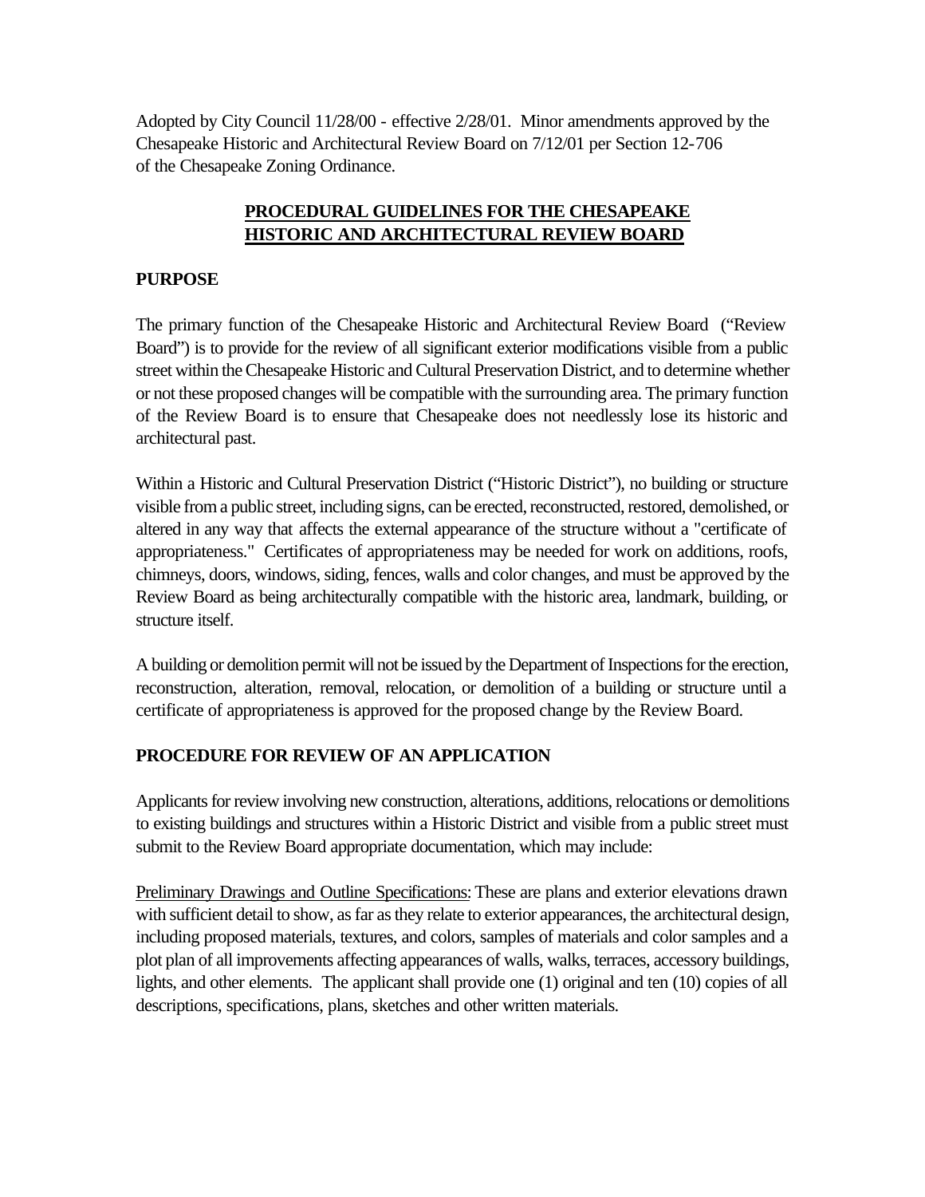Adopted by City Council 11/28/00 - effective 2/28/01. Minor amendments approved by the Chesapeake Historic and Architectural Review Board on 7/12/01 per Section 12-706 of the Chesapeake Zoning Ordinance.

# PROCEDURAL GUIDELINES FOR THE CHESAPEAKE HISTORIC AND ARCHITECTURAL REVIEW BOARD

## PURPOSE

The primary function of the Chesapeake Historic and Architectural Review Board ("Review Board") is to provide for the review of all significant exterior modifications visible from a public street within the Chesapeake Historic and Cultural Preservation District, and to determine whether or not these proposed changes will be compatible with the surrounding area. The primary function of the Review Board is to ensure that Chesapeake does not needlessly lose its historic and architectural past.

Within a Historic and Cultural Preservation District ("Historic District"), no building or structure visible from a public street, including signs, can be erected, reconstructed, restored, demolished, or altered in any way that affects the external appearance of the structure without a "certificate of appropriateness." Certificates of appropriateness may be needed for work on additions, roofs, chimneys, doors, windows, siding, fences, walls and color changes, and must be approved by the Review Board as being architecturally compatible with the historic area, landmark, building, or structure itself.

A building or demolition permit will not be issued by the Department of Inspections for the erection, reconstruction, alteration, removal, relocation, or demolition of a building or structure until a certificate of appropriateness is approved for the proposed change by the Review Board.

## PROCEDURE FOR REVIEW OF AN APPLICATION

Applicants for review involving new construction, alterations, additions, relocations or demolitions to existing buildings and structures within a Historic District and visible from a public street must submit to the Review Board appropriate documentation, which may include:

Preliminary Drawings and Outline Specifications: These are plans and exterior elevations drawn with sufficient detail to show, as far as they relate to exterior appearances, the architectural design, including proposed materials, textures, and colors, samples of materials and color samples and a plot plan of all improvements affecting appearances of walls, walks, terraces, accessory buildings, lights, and other elements. The applicant shall provide one (1) original and ten (10) copies of all descriptions, specifications, plans, sketches and other written materials.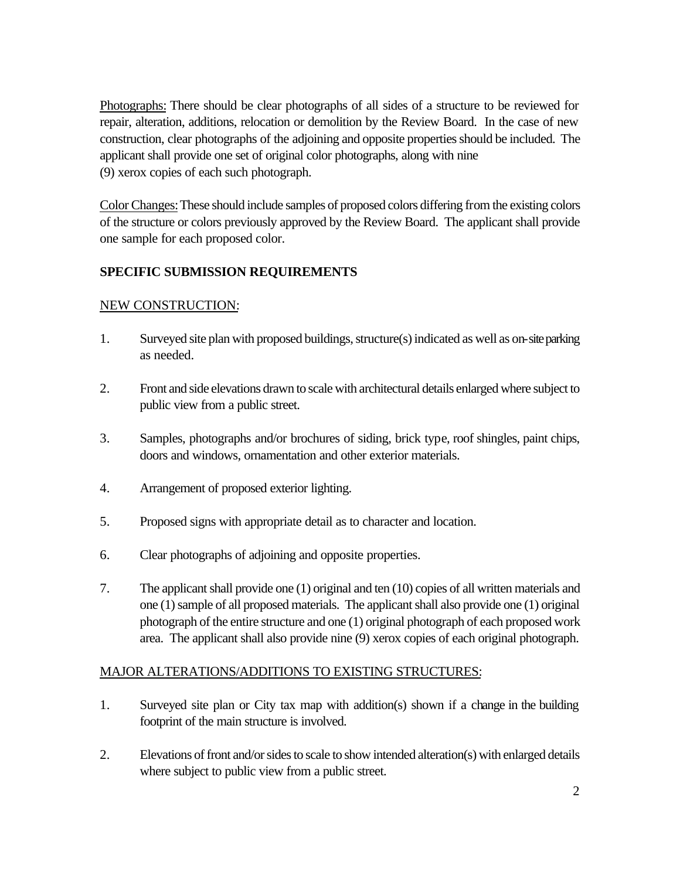Photographs: There should be clear photographs of all sides of a structure to be reviewed for repair, alteration, additions, relocation or demolition by the Review Board. In the case of new construction, clear photographs of the adjoining and opposite properties should be included. The applicant shall provide one set of original color photographs, along with nine (9) xerox copies of each such photograph.

Color Changes: These should include samples of proposed colors differing from the existing colors of the structure or colors previously approved by the Review Board. The applicant shall provide one sample for each proposed color.

**SPECIFIC SUBMISSION REQUIREMENTS**

NEW CONSTRUCTION:

1. Surveyed site plan with proposed buildings, structure(s) indicated as well as on-site parking as needed.

2. Front and side elevations drawn to scale with architectural details enlarged where subject to public view from a public street.

3. Samples, photographs and/or brochures of siding, brick type, roof shingles, paint chips, doors and windows, ornamentation and other exterior materials.

4. Arrangement of proposed exterior lighting.

5. Proposed signs with appropriate detail as to character and location.

6. Clear photographs of adjoining and opposite properties.

7. The applicant shall provide one (1) original and ten (10) copies of all written materials and one (1) sample of all proposed materials. The applicant shall also provide one (1) original photograph of the entire structure and one (1) original photograph of each proposed work area. The applicant shall also provide nine (9) xerox copies of each original photograph.

MAJOR ALTERATIONS/ADDITIONS TO EXISTING STRUCTURES:

1. Surveyed site plan or City tax map with addition(s) shown if a change in the building footprint of the main structure is involved.

2. Elevations of front and/or sides to scale to show intended alteration(s) with enlarged details where subject to public view from a public street.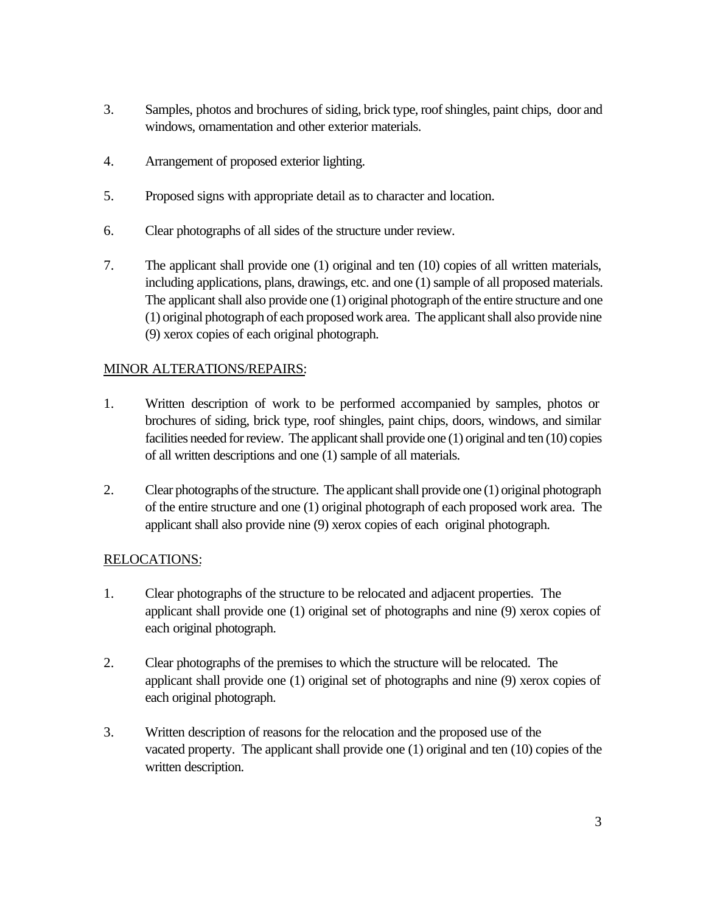3. Samples, photos and brochures of siding, brick type, roof shingles, paint chips, door and windows, ornamentation and other exterior materials.

4. Arrangement of proposed exterior lighting.

5. Proposed signs with appropriate detail as to character and location.

6. Clear photographs of all sides of the structure under review.

7. The applicant shall provide one (1) original and ten (10) copies of all written materials, including applications, plans, drawings, etc. and one (1) sample of all proposed materials. The applicant shall also provide one (1) original photograph of the entire structure and one (1) original photograph of each proposed work area. The applicant shall also provide nine (9) xerox copies of each original photograph.

<u>MINOR ALTERATIONS/REPAIRS</u>:

1. Written description of work to be performed accompanied by samples, photos or brochures of siding, brick type, roof shingles, paint chips, doors, windows, and similar facilities needed for review. The applicant shall provide one (1) original and ten (10) copies of all written descriptions and one (1) sample of all materials.

2. Clear photographs of the structure. The applicant shall provide one (1) original photograph of the entire structure and one (1) original photograph of each proposed work area. The applicant shall also provide nine (9) xerox copies of each original photograph.

<u>RELOCATIONS</u>:

1. Clear photographs of the structure to be relocated and adjacent properties. The applicant shall provide one (1) original set of photographs and nine (9) xerox copies of each original photograph.

2. Clear photographs of the premises to which the structure will be relocated. The applicant shall provide one (1) original set of photographs and nine (9) xerox copies of each original photograph.

3. Written description of reasons for the relocation and the proposed use of the vacated property. The applicant shall provide one (1) original and ten (10) copies of the written description.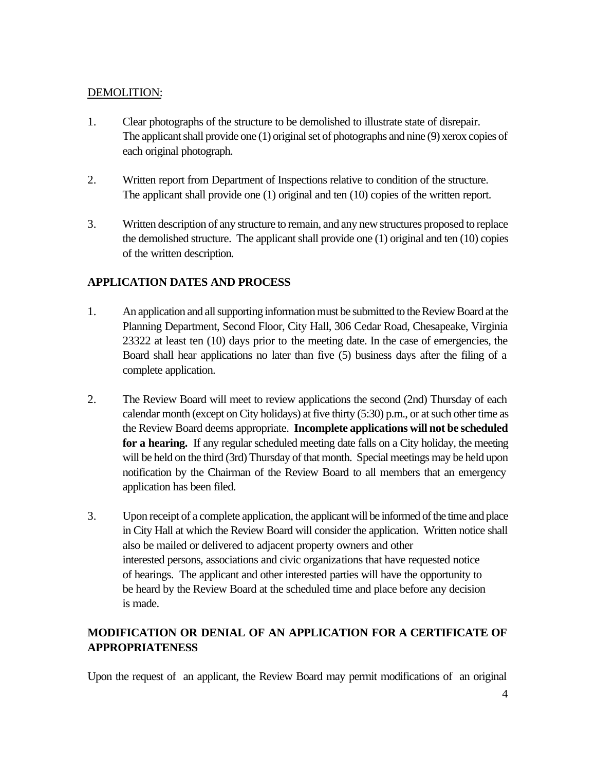DEMOLITION:

1. Clear photographs of the structure to be demolished to illustrate state of disrepair. The applicant shall provide one (1) original set of photographs and nine (9) xerox copies of each original photograph.

2. Written report from Department of Inspections relative to condition of the structure. The applicant shall provide one (1) original and ten (10) copies of the written report.

3. Written description of any structure to remain, and any new structures proposed to replace the demolished structure. The applicant shall provide one (1) original and ten (10) copies of the written description.

## APPLICATION DATES AND PROCESS

1. An application and all supporting information must be submitted to the Review Board at the Planning Department, Second Floor, City Hall, 306 Cedar Road, Chesapeake, Virginia 23322 at least ten (10) days prior to the meeting date. In the case of emergencies, the Board shall hear applications no later than five (5) business days after the filing of a complete application.

2. The Review Board will meet to review applications the second (2nd) Thursday of each calendar month (except on City holidays) at five thirty (5:30) p.m., or at such other time as the Review Board deems appropriate. **Incomplete applications will not be scheduled for a hearing.** If any regular scheduled meeting date falls on a City holiday, the meeting will be held on the third (3rd) Thursday of that month. Special meetings may be held upon notification by the Chairman of the Review Board to all members that an emergency application has been filed.

3. Upon receipt of a complete application, the applicant will be informed of the time and place in City Hall at which the Review Board will consider the application. Written notice shall also be mailed or delivered to adjacent property owners and other interested persons, associations and civic organizations that have requested notice of hearings. The applicant and other interested parties will have the opportunity to be heard by the Review Board at the scheduled time and place before any decision is made.

## MODIFICATION OR DENIAL OF AN APPLICATION FOR A CERTIFICATE OF APPROPRIATENESS

Upon the request of an applicant, the Review Board may permit modifications of an original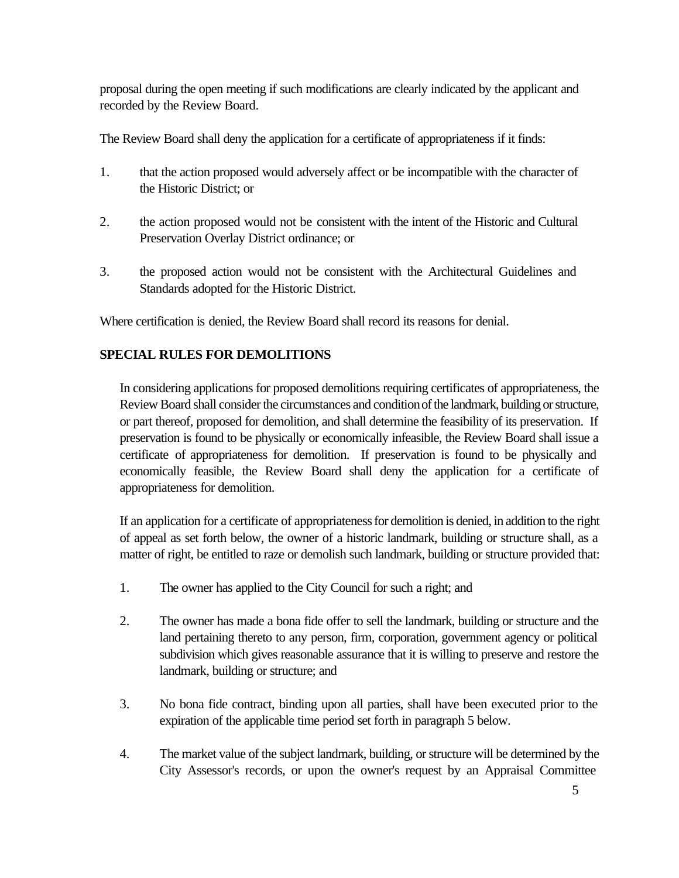proposal during the open meeting if such modifications are clearly indicated by the applicant and recorded by the Review Board.

The Review Board shall deny the application for a certificate of appropriateness if it finds:

1. that the action proposed would adversely affect or be incompatible with the character of the Historic District; or

2. the action proposed would not be consistent with the intent of the Historic and Cultural Preservation Overlay District ordinance; or

3. the proposed action would not be consistent with the Architectural Guidelines and Standards adopted for the Historic District.

Where certification is denied, the Review Board shall record its reasons for denial.

## SPECIAL RULES FOR DEMOLITIONS

In considering applications for proposed demolitions requiring certificates of appropriateness, the Review Board shall consider the circumstances and condition of the landmark, building or structure, or part thereof, proposed for demolition, and shall determine the feasibility of its preservation. If preservation is found to be physically or economically infeasible, the Review Board shall issue a certificate of appropriateness for demolition. If preservation is found to be physically and economically feasible, the Review Board shall deny the application for a certificate of appropriateness for demolition.

If an application for a certificate of appropriateness for demolition is denied, in addition to the right of appeal as set forth below, the owner of a historic landmark, building or structure shall, as a matter of right, be entitled to raze or demolish such landmark, building or structure provided that:

1. The owner has applied to the City Council for such a right; and

2. The owner has made a bona fide offer to sell the landmark, building or structure and the land pertaining thereto to any person, firm, corporation, government agency or political subdivision which gives reasonable assurance that it is willing to preserve and restore the landmark, building or structure; and

3. No bona fide contract, binding upon all parties, shall have been executed prior to the expiration of the applicable time period set forth in paragraph 5 below.

4. The market value of the subject landmark, building, or structure will be determined by the City Assessor's records, or upon the owner's request by an Appraisal Committee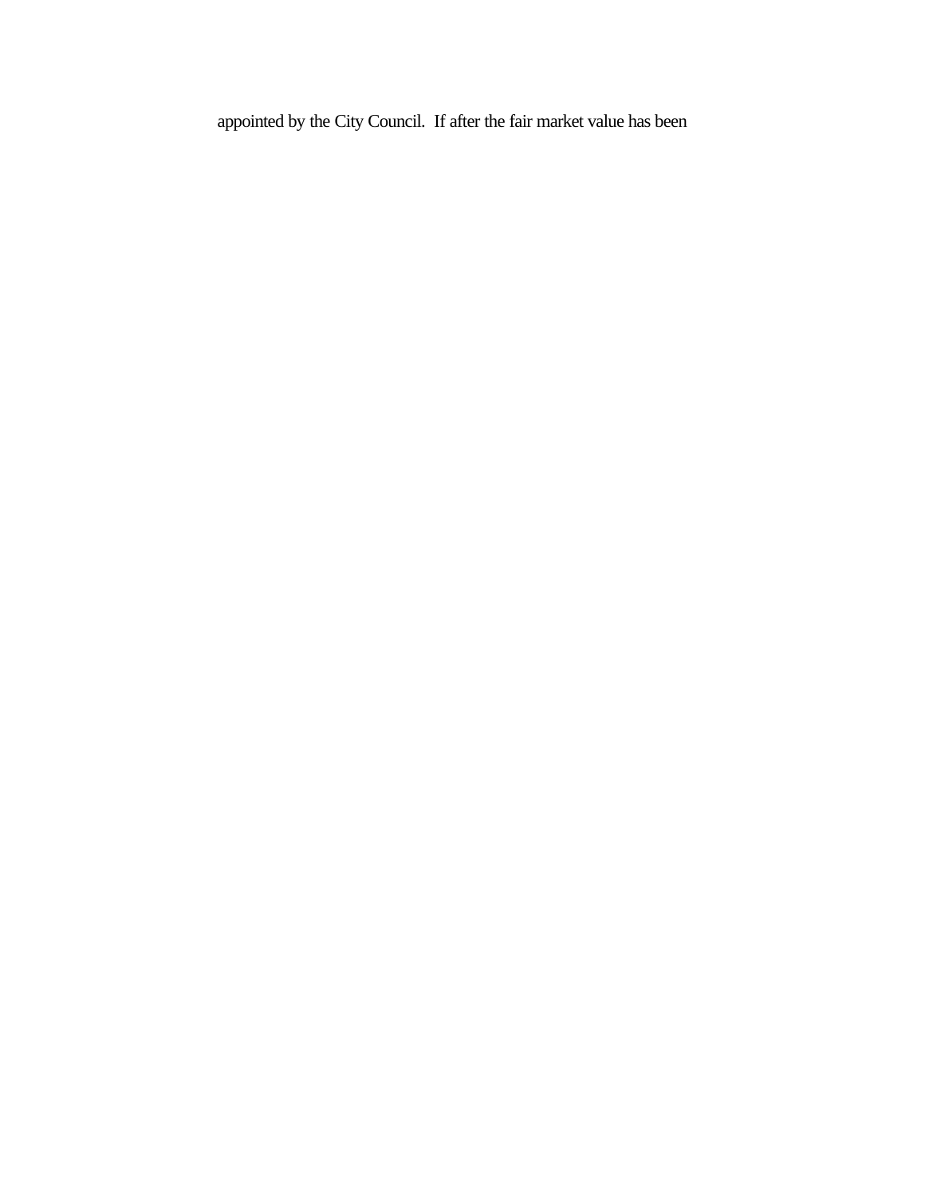appointed by the City Council.  If after the fair market value has been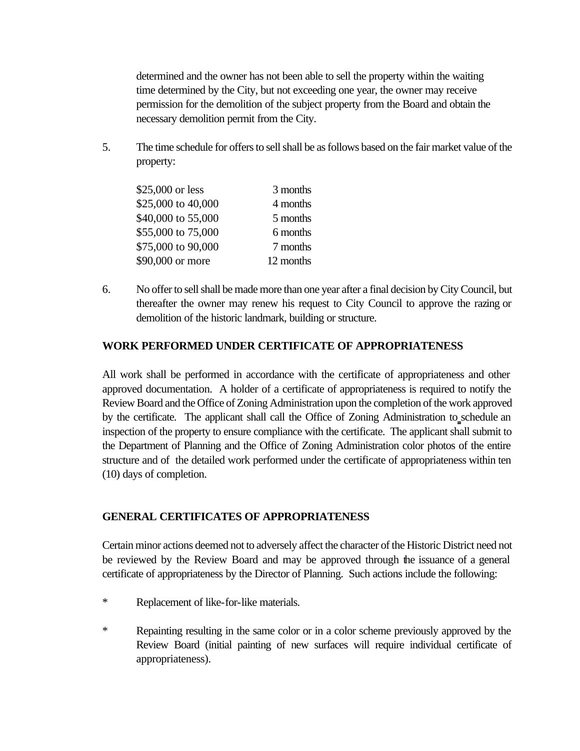determined and the owner has not been able to sell the property within the waiting time determined by the City, but not exceeding one year, the owner may receive permission for the demolition of the subject property from the Board and obtain the necessary demolition permit from the City.

5. The time schedule for offers to sell shall be as follows based on the fair market value of the property:

| | |
|---|---|
| $25,000 or less | 3 months |
| $25,000 to 40,000 | 4 months |
| $40,000 to 55,000 | 5 months |
| $55,000 to 75,000 | 6 months |
| $75,000 to 90,000 | 7 months |
| $90,000 or more | 12 months |

6. No offer to sell shall be made more than one year after a final decision by City Council, but thereafter the owner may renew his request to City Council to approve the razing or demolition of the historic landmark, building or structure.

**WORK PERFORMED UNDER CERTIFICATE OF APPROPRIATENESS**

All work shall be performed in accordance with the certificate of appropriateness and other approved documentation. A holder of a certificate of appropriateness is required to notify the Review Board and the Office of Zoning Administration upon the completion of the work approved by the certificate. The applicant shall call the Office of Zoning Administration to schedule an inspection of the property to ensure compliance with the certificate. The applicant shall submit to the Department of Planning and the Office of Zoning Administration color photos of the entire structure and of the detailed work performed under the certificate of appropriateness within ten (10) days of completion.

**GENERAL CERTIFICATES OF APPROPRIATENESS**

Certain minor actions deemed not to adversely affect the character of the Historic District need not be reviewed by the Review Board and may be approved through the issuance of a general certificate of appropriateness by the Director of Planning. Such actions include the following:

* Replacement of like-for-like materials.

* Repainting resulting in the same color or in a color scheme previously approved by the Review Board (initial painting of new surfaces will require individual certificate of appropriateness).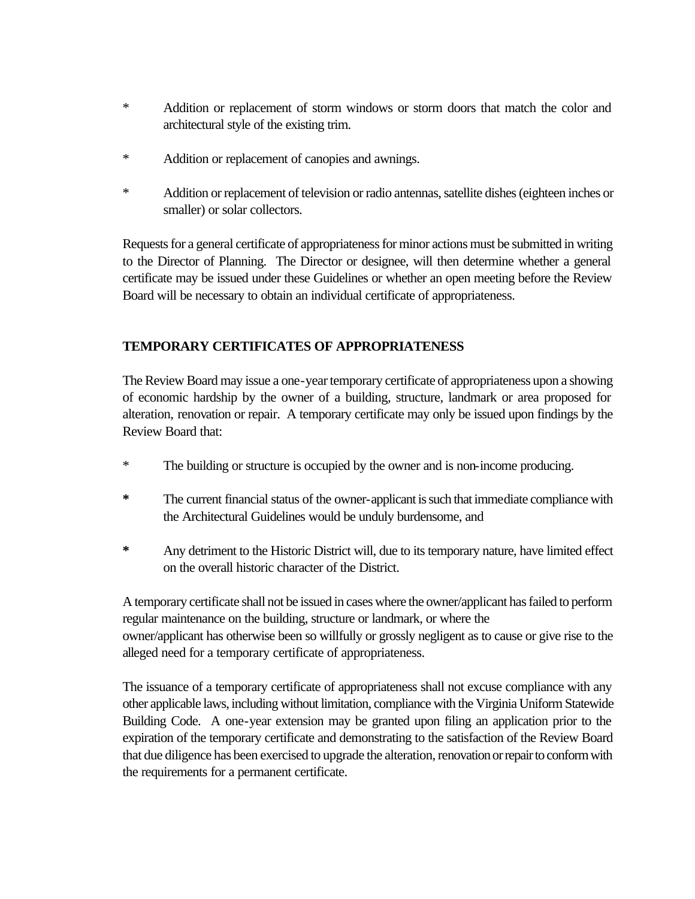* Addition or replacement of storm windows or storm doors that match the color and architectural style of the existing trim.

* Addition or replacement of canopies and awnings.

* Addition or replacement of television or radio antennas, satellite dishes (eighteen inches or smaller) or solar collectors.

Requests for a general certificate of appropriateness for minor actions must be submitted in writing to the Director of Planning. The Director or designee, will then determine whether a general certificate may be issued under these Guidelines or whether an open meeting before the Review Board will be necessary to obtain an individual certificate of appropriateness.

**TEMPORARY CERTIFICATES OF APPROPRIATENESS**

The Review Board may issue a one-year temporary certificate of appropriateness upon a showing of economic hardship by the owner of a building, structure, landmark or area proposed for alteration, renovation or repair. A temporary certificate may only be issued upon findings by the Review Board that:

* The building or structure is occupied by the owner and is non-income producing.

**\*** The current financial status of the owner-applicant is such that immediate compliance with the Architectural Guidelines would be unduly burdensome, and

**\*** Any detriment to the Historic District will, due to its temporary nature, have limited effect on the overall historic character of the District.

A temporary certificate shall not be issued in cases where the owner/applicant has failed to perform regular maintenance on the building, structure or landmark, or where the owner/applicant has otherwise been so willfully or grossly negligent as to cause or give rise to the alleged need for a temporary certificate of appropriateness.

The issuance of a temporary certificate of appropriateness shall not excuse compliance with any other applicable laws, including without limitation, compliance with the Virginia Uniform Statewide Building Code. A one-year extension may be granted upon filing an application prior to the expiration of the temporary certificate and demonstrating to the satisfaction of the Review Board that due diligence has been exercised to upgrade the alteration, renovation or repair to conform with the requirements for a permanent certificate.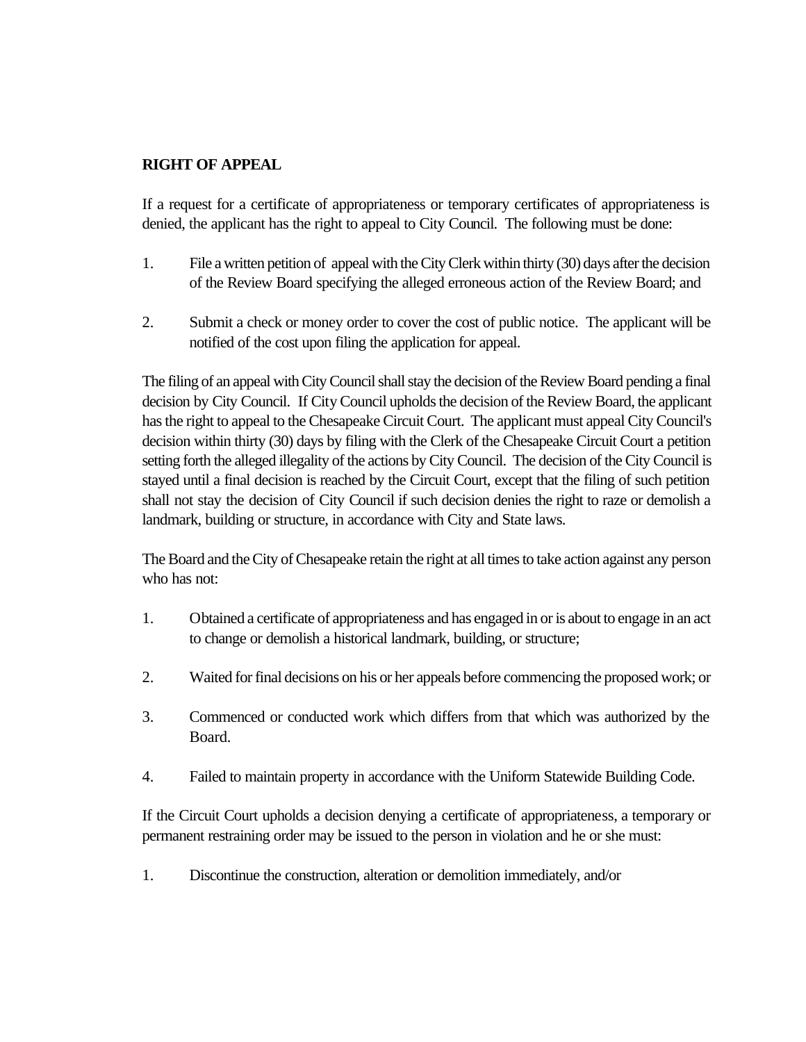**RIGHT OF APPEAL**

If a request for a certificate of appropriateness or temporary certificates of appropriateness is denied, the applicant has the right to appeal to City Council. The following must be done:

1. File a written petition of appeal with the City Clerk within thirty (30) days after the decision of the Review Board specifying the alleged erroneous action of the Review Board; and

2. Submit a check or money order to cover the cost of public notice. The applicant will be notified of the cost upon filing the application for appeal.

The filing of an appeal with City Council shall stay the decision of the Review Board pending a final decision by City Council. If City Council upholds the decision of the Review Board, the applicant has the right to appeal to the Chesapeake Circuit Court. The applicant must appeal City Council's decision within thirty (30) days by filing with the Clerk of the Chesapeake Circuit Court a petition setting forth the alleged illegality of the actions by City Council. The decision of the City Council is stayed until a final decision is reached by the Circuit Court, except that the filing of such petition shall not stay the decision of City Council if such decision denies the right to raze or demolish a landmark, building or structure, in accordance with City and State laws.

The Board and the City of Chesapeake retain the right at all times to take action against any person who has not:

1. Obtained a certificate of appropriateness and has engaged in or is about to engage in an act to change or demolish a historical landmark, building, or structure;

2. Waited for final decisions on his or her appeals before commencing the proposed work; or

3. Commenced or conducted work which differs from that which was authorized by the Board.

4. Failed to maintain property in accordance with the Uniform Statewide Building Code.

If the Circuit Court upholds a decision denying a certificate of appropriateness, a temporary or permanent restraining order may be issued to the person in violation and he or she must:

1. Discontinue the construction, alteration or demolition immediately, and/or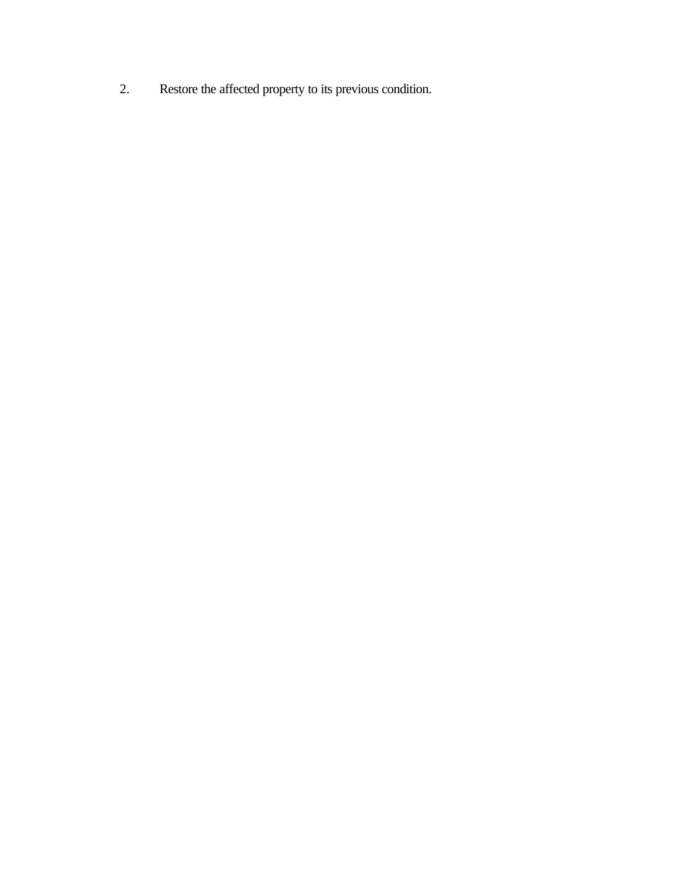2. Restore the affected property to its previous condition.